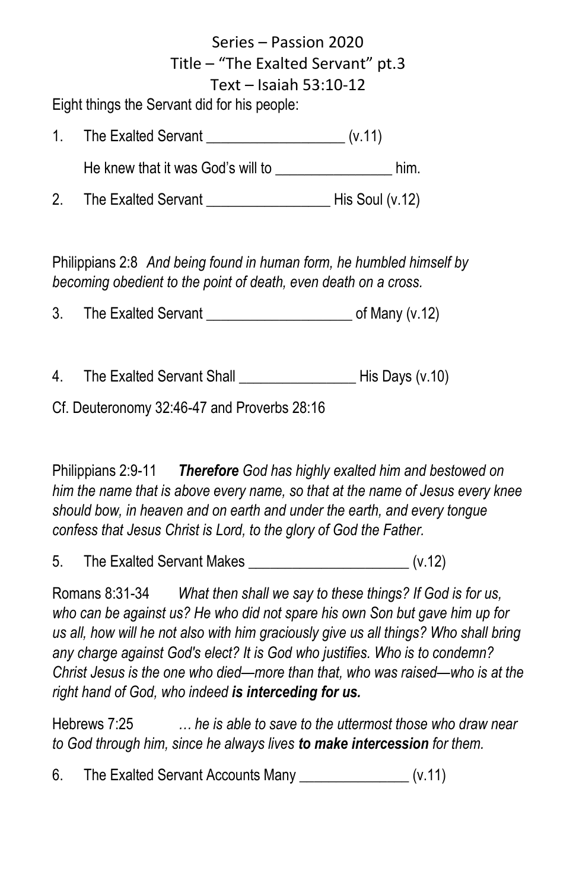Series – Passion 2020
Title – "The Exalted Servant" pt.3
Text – Isaiah 53:10-12

Eight things the Servant did for his people:

1. The Exalted Servant __________________ (v.11)

   He knew that it was God's will to _______________ him.

2. The Exalted Servant ________________ His Soul (v.12)

Philippians 2:8 *And being found in human form, he humbled himself by becoming obedient to the point of death, even death on a cross.*

3. The Exalted Servant ___________________ of Many (v.12)

4. The Exalted Servant Shall _______________ His Days (v.10)

Cf. Deuteronomy 32:46-47 and Proverbs 28:16

Philippians 2:9-11 ***Therefore*** *God has highly exalted him and bestowed on him the name that is above every name, so that at the name of Jesus every knee should bow, in heaven and on earth and under the earth, and every tongue confess that Jesus Christ is Lord, to the glory of God the Father.*

5. The Exalted Servant Makes _____________________ (v.12)

Romans 8:31-34 *What then shall we say to these things? If God is for us, who can be against us? He who did not spare his own Son but gave him up for us all, how will he not also with him graciously give us all things? Who shall bring any charge against God's elect? It is God who justifies. Who is to condemn? Christ Jesus is the one who died—more than that, who was raised—who is at the right hand of God, who indeed* ***is interceding for us.***

Hebrews 7:25 *… he is able to save to the uttermost those who draw near to God through him, since he always lives* ***to make intercession*** *for them.*

6. The Exalted Servant Accounts Many ______________ (v.11)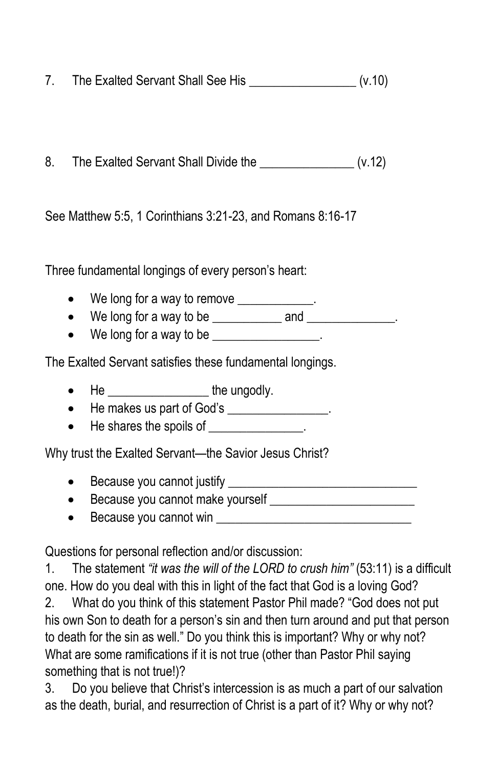7. The Exalted Servant Shall See His _________________ (v.10)

8. The Exalted Servant Shall Divide the _______________ (v.12)

See Matthew 5:5, 1 Corinthians 3:21-23, and Romans 8:16-17

Three fundamental longings of every person's heart:

- We long for a way to remove ____________.
- We long for a way to be ___________ and ______________.
- We long for a way to be _________________.

The Exalted Servant satisfies these fundamental longings.

- He ________________ the ungodly.
- He makes us part of God's ________________.
- He shares the spoils of _______________.

Why trust the Exalted Servant—the Savior Jesus Christ?

- Because you cannot justify ______________________________
- Because you cannot make yourself _______________________
- Because you cannot win _______________________________

Questions for personal reflection and/or discussion:

1. The statement *"it was the will of the LORD to crush him"* (53:11) is a difficult one. How do you deal with this in light of the fact that God is a loving God?
2. What do you think of this statement Pastor Phil made? "God does not put his own Son to death for a person's sin and then turn around and put that person to death for the sin as well." Do you think this is important? Why or why not? What are some ramifications if it is not true (other than Pastor Phil saying something that is not true!)?
3. Do you believe that Christ's intercession is as much a part of our salvation as the death, burial, and resurrection of Christ is a part of it? Why or why not?